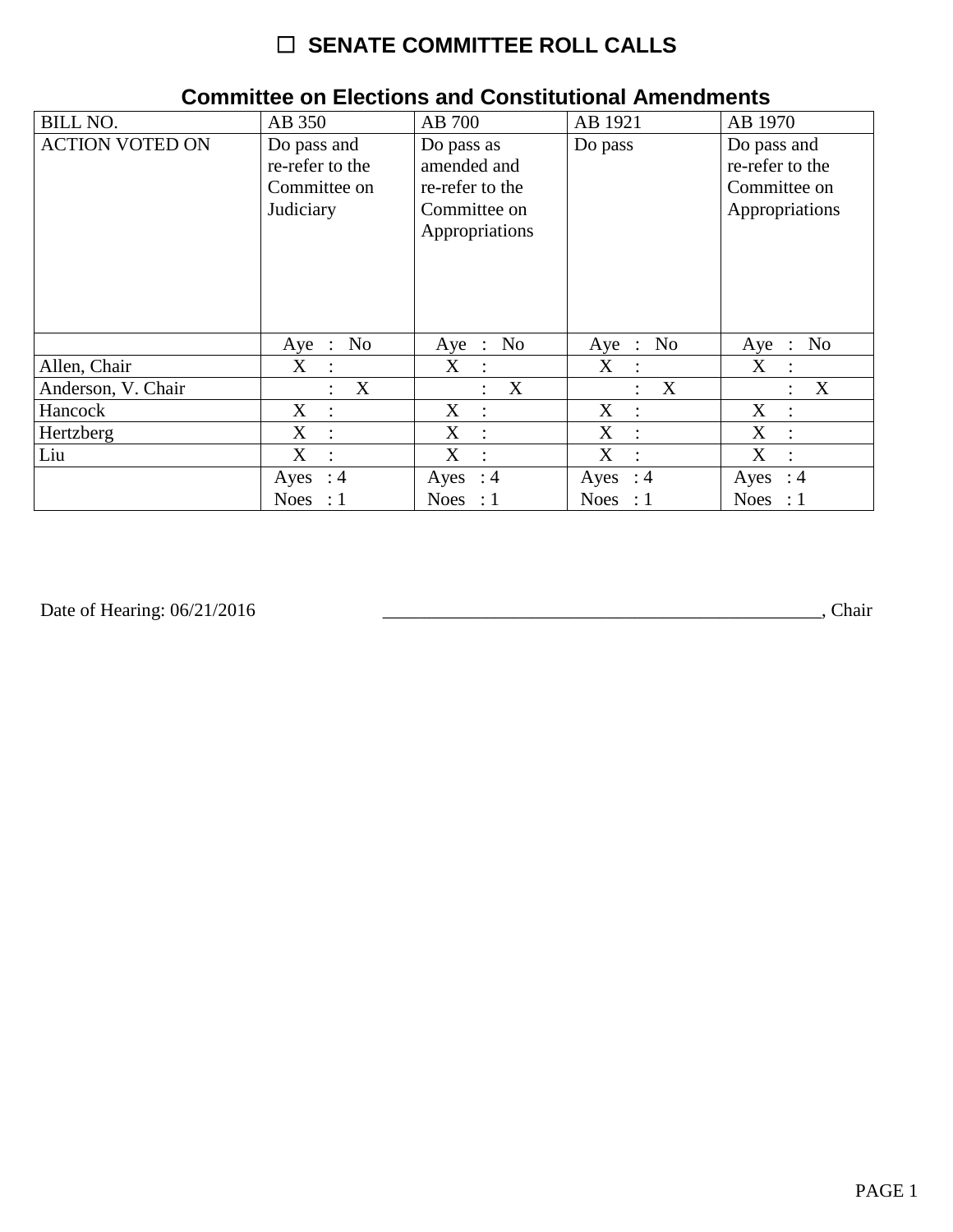# ☐ SENATE COMMITTEE ROLL CALLS

## Committee on Elections and Constitutional Amendments

| BILL NO. | AB 350 | AB 700 | AB 1921 | AB 1970 |
|---|---|---|---|---|
| ACTION VOTED ON | Do pass and re-refer to the Committee on Judiciary | Do pass as amended and re-refer to the Committee on Appropriations | Do pass | Do pass and re-refer to the Committee on Appropriations |
| | Aye : No | Aye : No | Aye : No | Aye : No |
| Allen, Chair | X : | X : | X : | X : |
| Anderson, V. Chair | : X | : X | : X | : X |
| Hancock | X : | X : | X : | X : |
| Hertzberg | X : | X : | X : | X : |
| Liu | X : | X : | X : | X : |
| | Ayes : 4<br>Noes : 1 | Ayes : 4<br>Noes : 1 | Ayes : 4<br>Noes : 1 | Ayes : 4<br>Noes : 1 |

Date of Hearing: 06/21/2016 ________________________________________________, Chair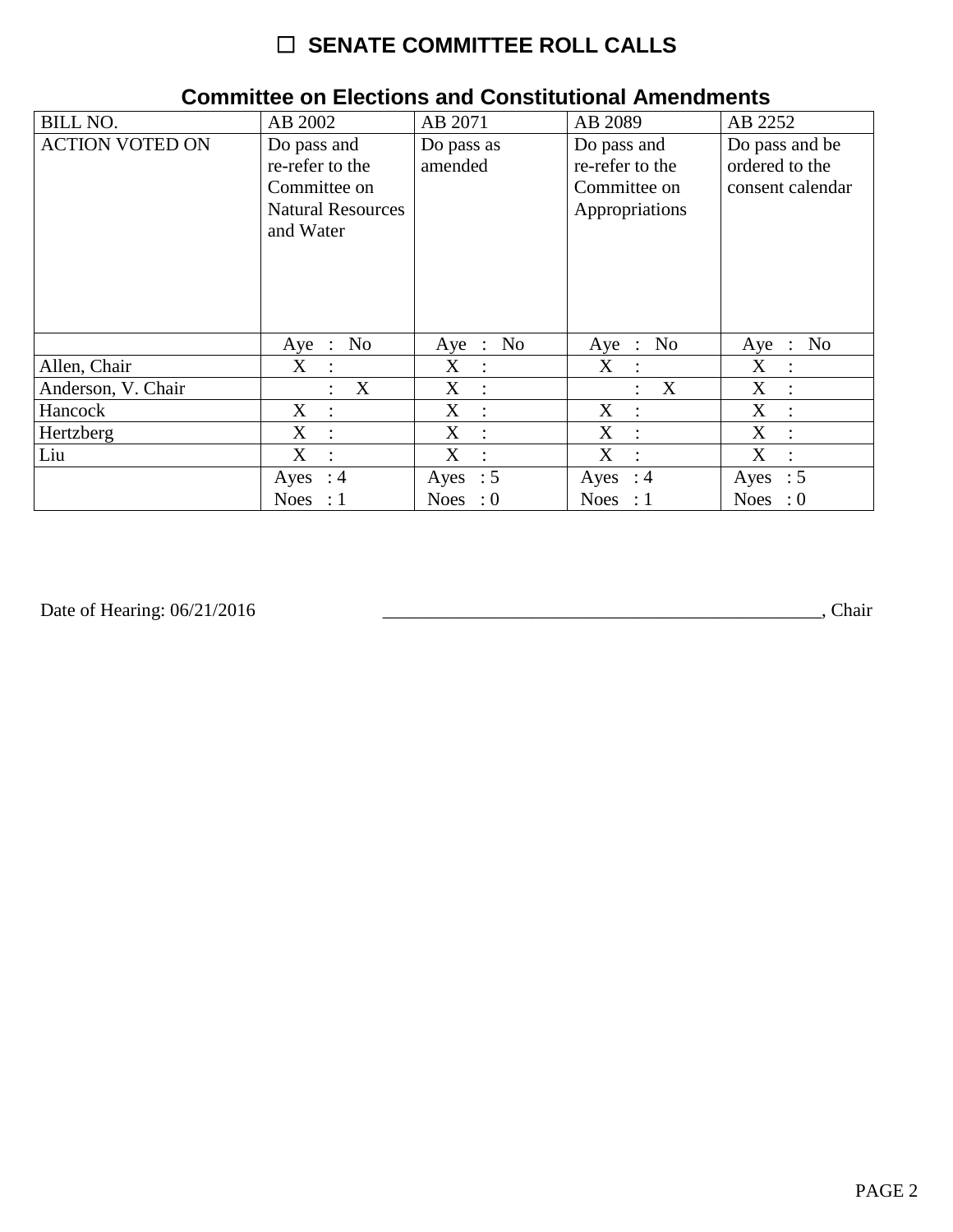# ☐ SENATE COMMITTEE ROLL CALLS

## Committee on Elections and Constitutional Amendments

| BILL NO. | AB 2002 | AB 2071 | AB 2089 | AB 2252 |
|---|---|---|---|---|
| ACTION VOTED ON | Do pass and re-refer to the Committee on Natural Resources and Water | Do pass as amended | Do pass and re-refer to the Committee on Appropriations | Do pass and be ordered to the consent calendar |
| | Aye : No | Aye : No | Aye : No | Aye : No |
| Allen, Chair | X : | X : | X : | X : |
| Anderson, V. Chair | : X | X : | : X | X : |
| Hancock | X : | X : | X : | X : |
| Hertzberg | X : | X : | X : | X : |
| Liu | X : | X : | X : | X : |
| | Ayes : 4<br>Noes : 1 | Ayes : 5<br>Noes : 0 | Ayes : 4<br>Noes : 1 | Ayes : 5<br>Noes : 0 |

Date of Hearing: 06/21/2016 ______________________________________________, Chair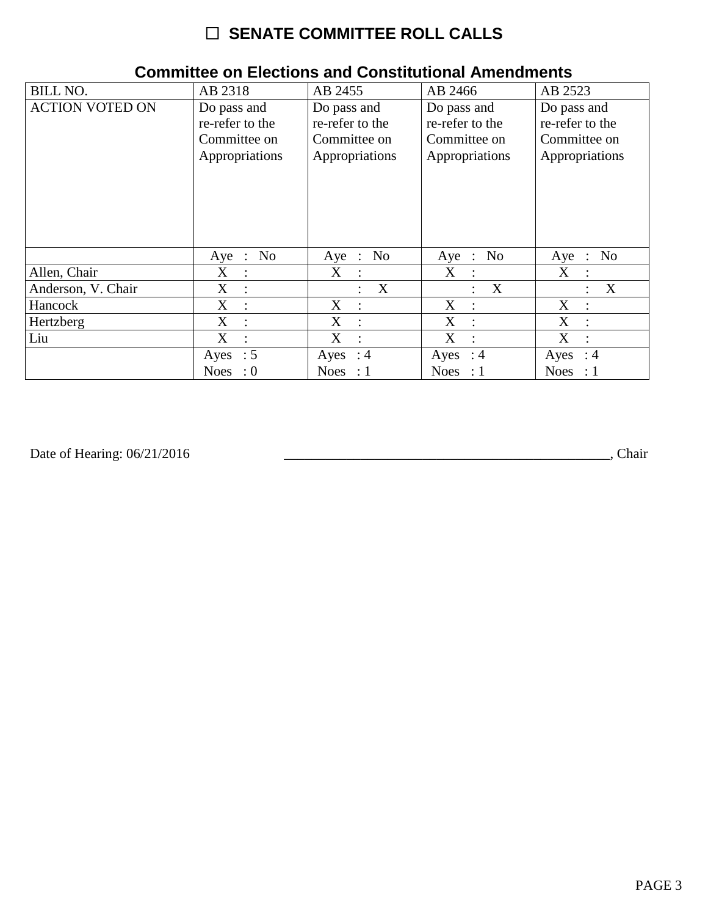# ☐ SENATE COMMITTEE ROLL CALLS

## Committee on Elections and Constitutional Amendments

| BILL NO. | AB 2318 | AB 2455 | AB 2466 | AB 2523 |
|---|---|---|---|---|
| ACTION VOTED ON | Do pass and re-refer to the Committee on Appropriations | Do pass and re-refer to the Committee on Appropriations | Do pass and re-refer to the Committee on Appropriations | Do pass and re-refer to the Committee on Appropriations |
| | Aye : No | Aye : No | Aye : No | Aye : No |
| Allen, Chair | X : | X : | X : | X : |
| Anderson, V. Chair | X : | : X | : X | : X |
| Hancock | X : | X : | X : | X : |
| Hertzberg | X : | X : | X : | X : |
| Liu | X : | X : | X : | X : |
| | Ayes : 5 Noes : 0 | Ayes : 4 Noes : 1 | Ayes : 4 Noes : 1 | Ayes : 4 Noes : 1 |

Date of Hearing: 06/21/2016 ________________________________________________, Chair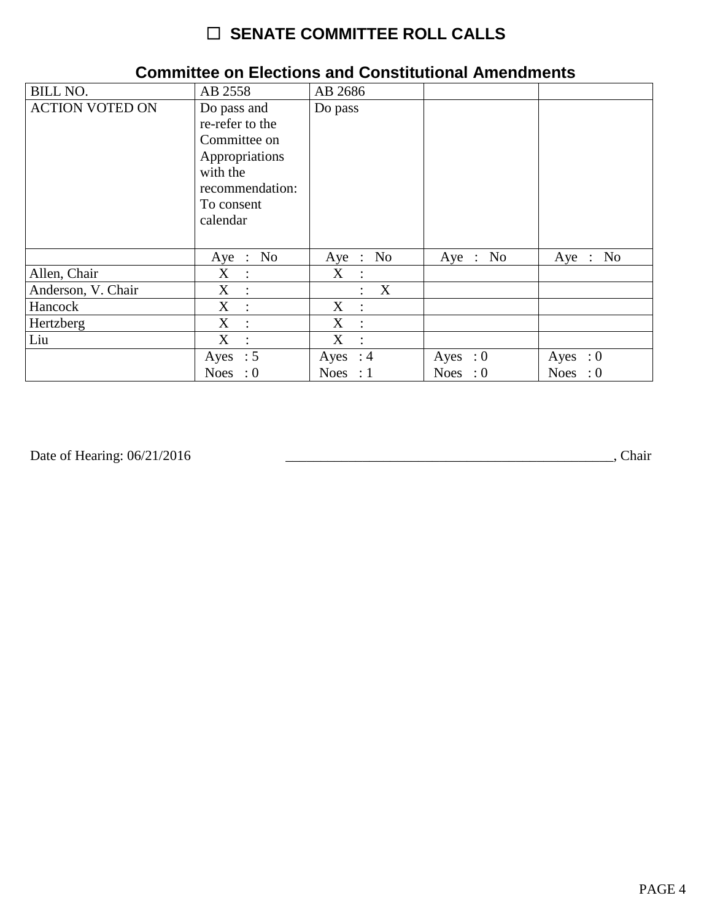# ☐ SENATE COMMITTEE ROLL CALLS

## Committee on Elections and Constitutional Amendments

| BILL NO. | AB 2558 | AB 2686 | | |
|---|---|---|---|---|
| ACTION VOTED ON | Do pass and re-refer to the Committee on Appropriations with the recommendation: To consent calendar | Do pass | | |
| | Aye : No | Aye : No | Aye : No | Aye : No |
| Allen, Chair | X : | X : | | |
| Anderson, V. Chair | X : | : X | | |
| Hancock | X : | X : | | |
| Hertzberg | X : | X : | | |
| Liu | X : | X : | | |
| | Ayes : 5<br>Noes : 0 | Ayes : 4<br>Noes : 1 | Ayes : 0<br>Noes : 0 | Ayes : 0<br>Noes : 0 |

Date of Hearing: 06/21/2016 ________________________________________________, Chair